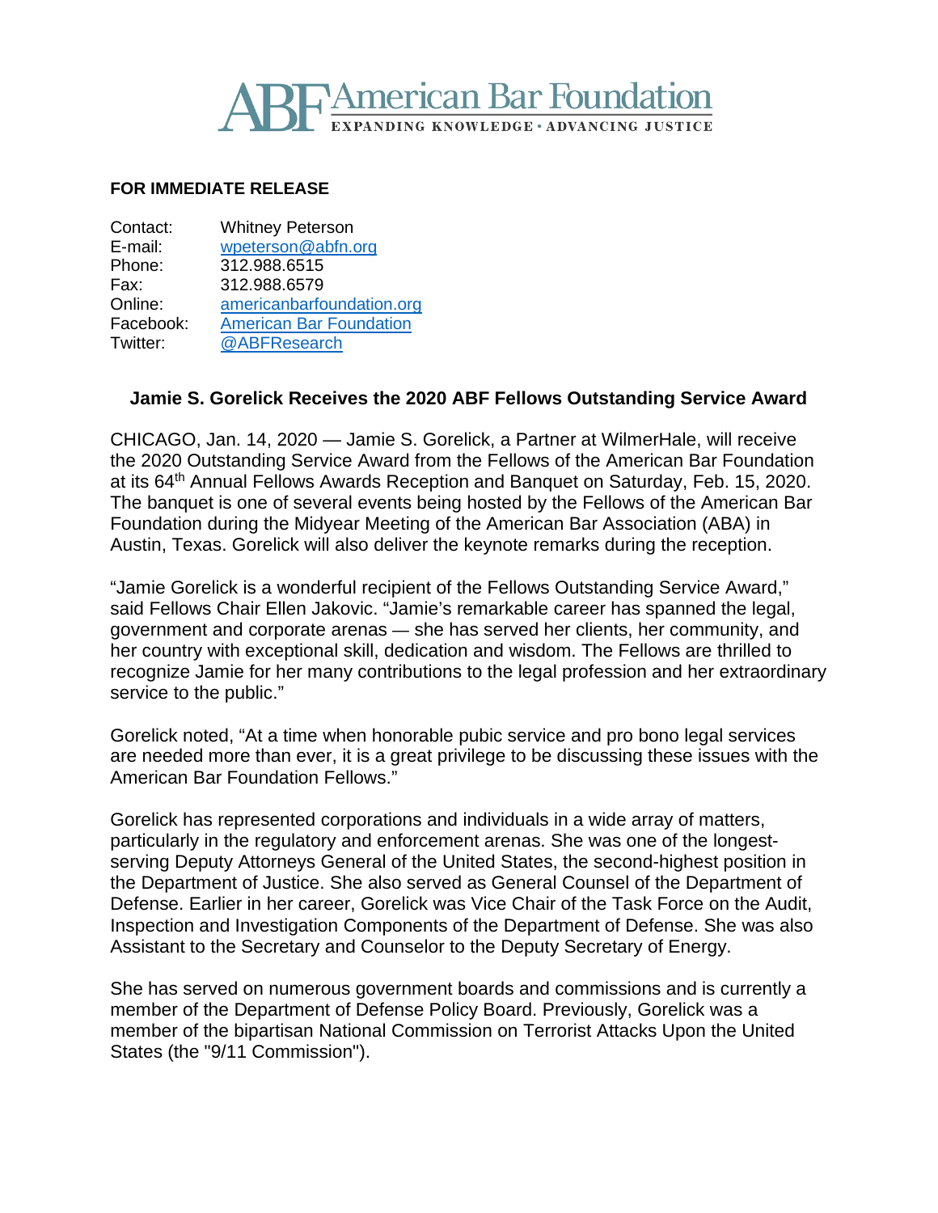# ABF American Bar Foundation

EXPANDING KNOWLEDGE • ADVANCING JUSTICE

**FOR IMMEDIATE RELEASE**

| | |
|---|---|
| Contact: | Whitney Peterson |
| E-mail: | wpeterson@abfn.org |
| Phone: | 312.988.6515 |
| Fax: | 312.988.6579 |
| Online: | americanbarfoundation.org |
| Facebook: | American Bar Foundation |
| Twitter: | @ABFResearch |

## Jamie S. Gorelick Receives the 2020 ABF Fellows Outstanding Service Award

CHICAGO, Jan. 14, 2020 — Jamie S. Gorelick, a Partner at WilmerHale, will receive the 2020 Outstanding Service Award from the Fellows of the American Bar Foundation at its 64th Annual Fellows Awards Reception and Banquet on Saturday, Feb. 15, 2020. The banquet is one of several events being hosted by the Fellows of the American Bar Foundation during the Midyear Meeting of the American Bar Association (ABA) in Austin, Texas. Gorelick will also deliver the keynote remarks during the reception.

"Jamie Gorelick is a wonderful recipient of the Fellows Outstanding Service Award," said Fellows Chair Ellen Jakovic. "Jamie's remarkable career has spanned the legal, government and corporate arenas — she has served her clients, her community, and her country with exceptional skill, dedication and wisdom. The Fellows are thrilled to recognize Jamie for her many contributions to the legal profession and her extraordinary service to the public."

Gorelick noted, "At a time when honorable pubic service and pro bono legal services are needed more than ever, it is a great privilege to be discussing these issues with the American Bar Foundation Fellows."

Gorelick has represented corporations and individuals in a wide array of matters, particularly in the regulatory and enforcement arenas. She was one of the longest-serving Deputy Attorneys General of the United States, the second-highest position in the Department of Justice. She also served as General Counsel of the Department of Defense. Earlier in her career, Gorelick was Vice Chair of the Task Force on the Audit, Inspection and Investigation Components of the Department of Defense. She was also Assistant to the Secretary and Counselor to the Deputy Secretary of Energy.

She has served on numerous government boards and commissions and is currently a member of the Department of Defense Policy Board. Previously, Gorelick was a member of the bipartisan National Commission on Terrorist Attacks Upon the United States (the "9/11 Commission").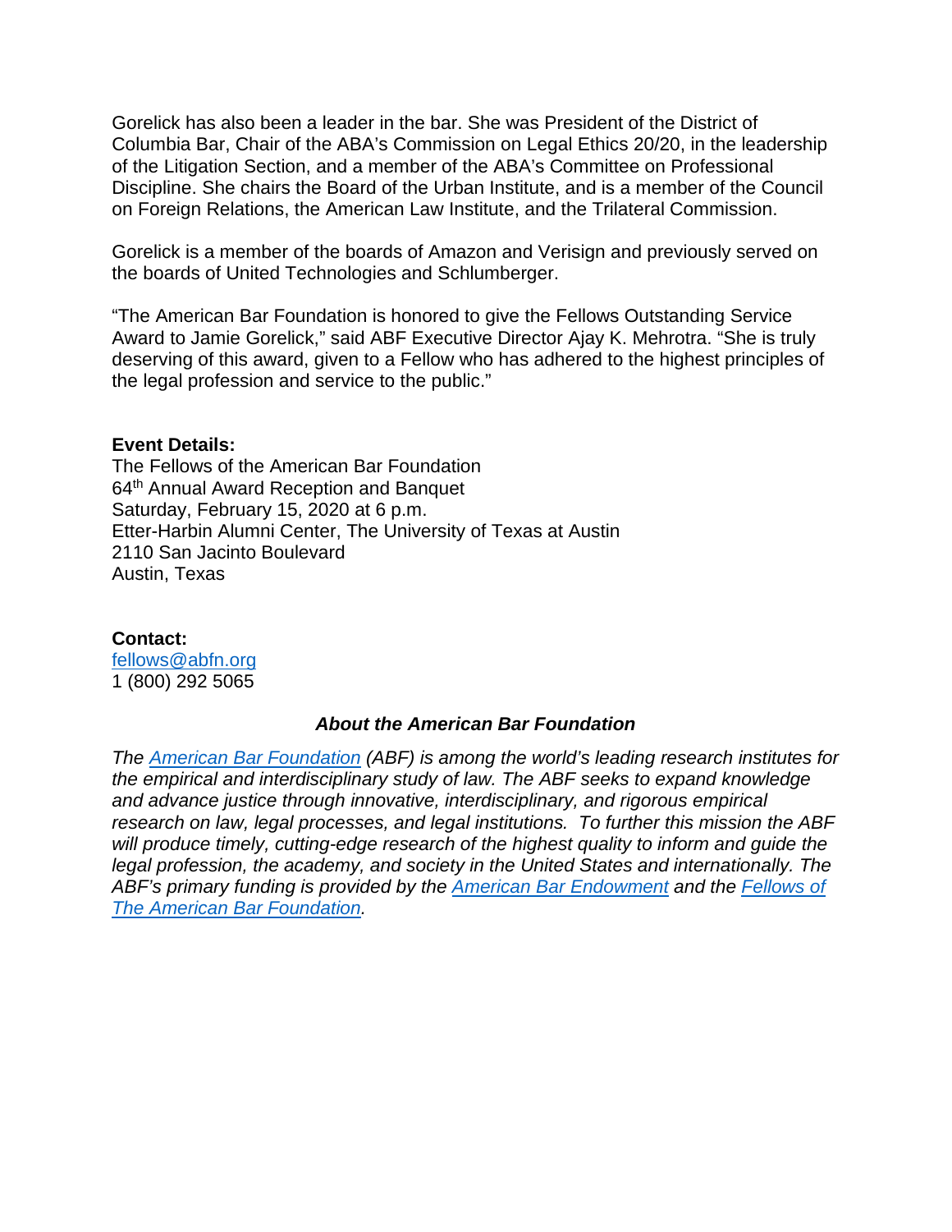Gorelick has also been a leader in the bar. She was President of the District of Columbia Bar, Chair of the ABA's Commission on Legal Ethics 20/20, in the leadership of the Litigation Section, and a member of the ABA's Committee on Professional Discipline. She chairs the Board of the Urban Institute, and is a member of the Council on Foreign Relations, the American Law Institute, and the Trilateral Commission.

Gorelick is a member of the boards of Amazon and Verisign and previously served on the boards of United Technologies and Schlumberger.

"The American Bar Foundation is honored to give the Fellows Outstanding Service Award to Jamie Gorelick," said ABF Executive Director Ajay K. Mehrotra. "She is truly deserving of this award, given to a Fellow who has adhered to the highest principles of the legal profession and service to the public."

**Event Details:**
The Fellows of the American Bar Foundation
64th Annual Award Reception and Banquet
Saturday, February 15, 2020 at 6 p.m.
Etter-Harbin Alumni Center, The University of Texas at Austin
2110 San Jacinto Boulevard
Austin, Texas

**Contact:**
fellows@abfn.org
1 (800) 292 5065

***About the American Bar Foundation***

*The American Bar Foundation (ABF) is among the world's leading research institutes for the empirical and interdisciplinary study of law. The ABF seeks to expand knowledge and advance justice through innovative, interdisciplinary, and rigorous empirical research on law, legal processes, and legal institutions. To further this mission the ABF will produce timely, cutting-edge research of the highest quality to inform and guide the legal profession, the academy, and society in the United States and internationally. The ABF's primary funding is provided by the American Bar Endowment and the Fellows of The American Bar Foundation.*